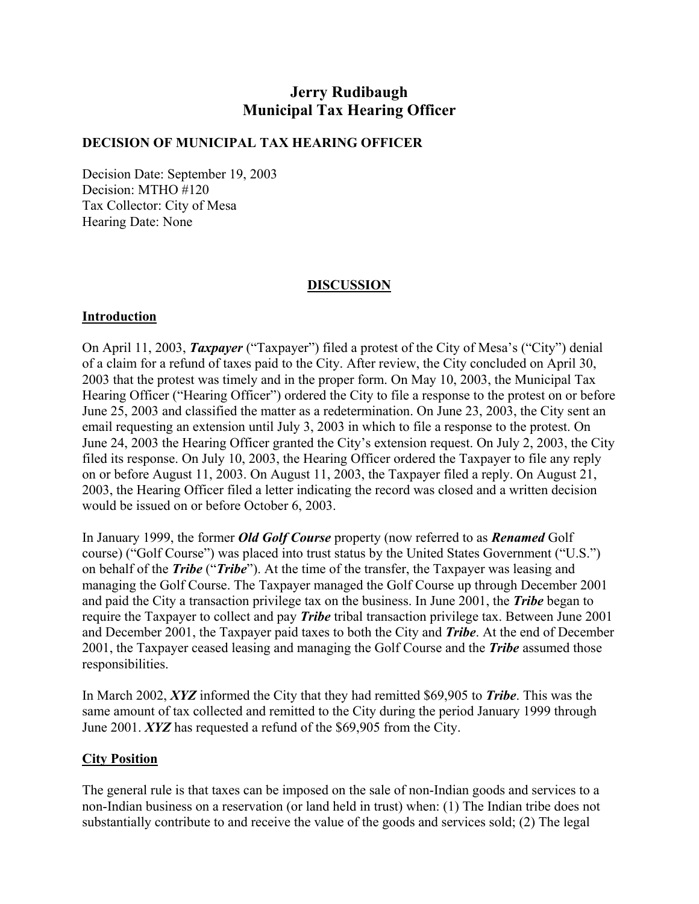# Jerry Rudibaugh
# Municipal Tax Hearing Officer

**DECISION OF MUNICIPAL TAX HEARING OFFICER**

Decision Date: September 19, 2003
Decision: MTHO #120
Tax Collector: City of Mesa
Hearing Date: None

## DISCUSSION

### Introduction

On April 11, 2003, ***Taxpayer*** ("Taxpayer") filed a protest of the City of Mesa's ("City") denial of a claim for a refund of taxes paid to the City. After review, the City concluded on April 30, 2003 that the protest was timely and in the proper form. On May 10, 2003, the Municipal Tax Hearing Officer ("Hearing Officer") ordered the City to file a response to the protest on or before June 25, 2003 and classified the matter as a redetermination. On June 23, 2003, the City sent an email requesting an extension until July 3, 2003 in which to file a response to the protest. On June 24, 2003 the Hearing Officer granted the City's extension request. On July 2, 2003, the City filed its response. On July 10, 2003, the Hearing Officer ordered the Taxpayer to file any reply on or before August 11, 2003. On August 11, 2003, the Taxpayer filed a reply. On August 21, 2003, the Hearing Officer filed a letter indicating the record was closed and a written decision would be issued on or before October 6, 2003.

In January 1999, the former ***Old Golf Course*** property (now referred to as ***Renamed*** Golf course) ("Golf Course") was placed into trust status by the United States Government ("U.S.") on behalf of the ***Tribe*** ("***Tribe***"). At the time of the transfer, the Taxpayer was leasing and managing the Golf Course. The Taxpayer managed the Golf Course up through December 2001 and paid the City a transaction privilege tax on the business. In June 2001, the ***Tribe*** began to require the Taxpayer to collect and pay ***Tribe*** tribal transaction privilege tax. Between June 2001 and December 2001, the Taxpayer paid taxes to both the City and ***Tribe***. At the end of December 2001, the Taxpayer ceased leasing and managing the Golf Course and the ***Tribe*** assumed those responsibilities.

In March 2002, ***XYZ*** informed the City that they had remitted $69,905 to ***Tribe***. This was the same amount of tax collected and remitted to the City during the period January 1999 through June 2001. ***XYZ*** has requested a refund of the $69,905 from the City.

### City Position

The general rule is that taxes can be imposed on the sale of non-Indian goods and services to a non-Indian business on a reservation (or land held in trust) when: (1) The Indian tribe does not substantially contribute to and receive the value of the goods and services sold; (2) The legal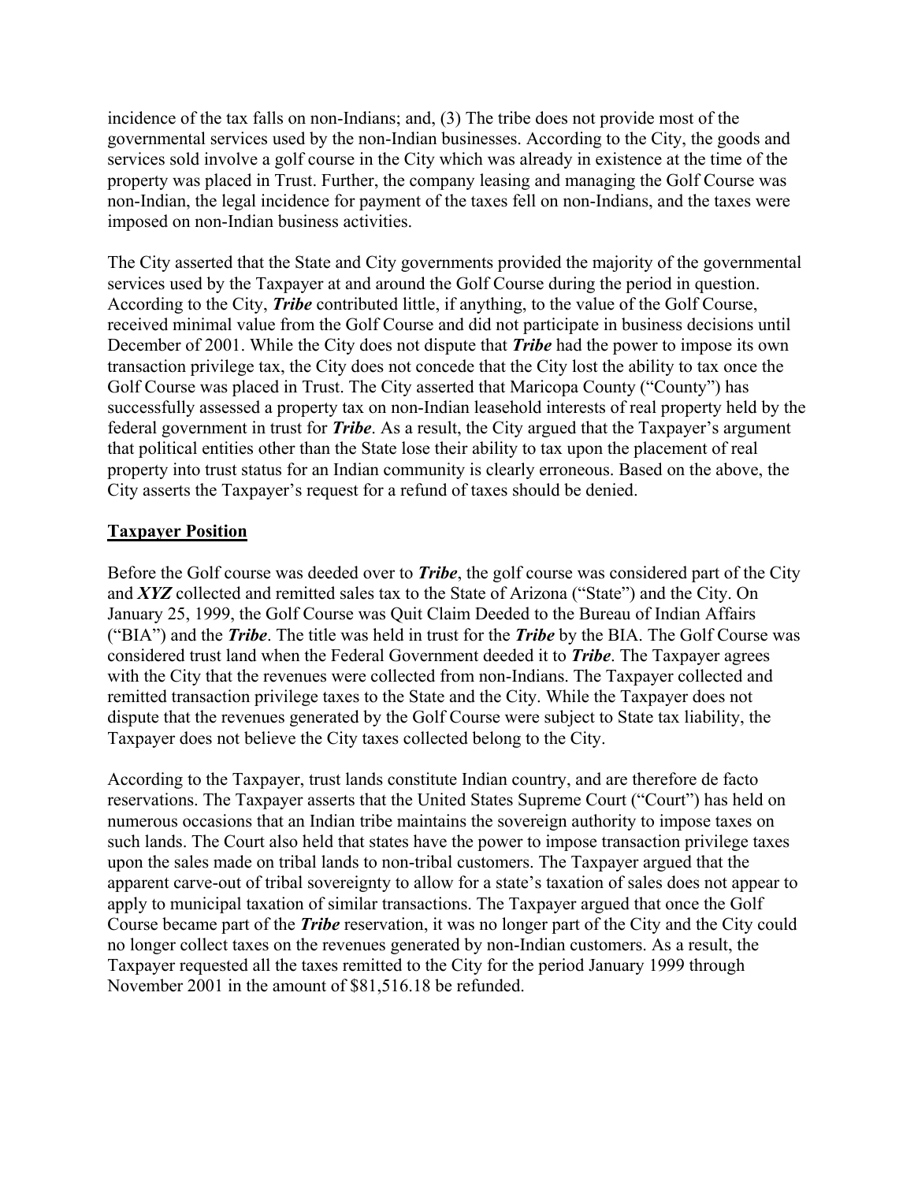incidence of the tax falls on non-Indians; and, (3) The tribe does not provide most of the governmental services used by the non-Indian businesses. According to the City, the goods and services sold involve a golf course in the City which was already in existence at the time of the property was placed in Trust. Further, the company leasing and managing the Golf Course was non-Indian, the legal incidence for payment of the taxes fell on non-Indians, and the taxes were imposed on non-Indian business activities.

The City asserted that the State and City governments provided the majority of the governmental services used by the Taxpayer at and around the Golf Course during the period in question. According to the City, ***Tribe*** contributed little, if anything, to the value of the Golf Course, received minimal value from the Golf Course and did not participate in business decisions until December of 2001. While the City does not dispute that ***Tribe*** had the power to impose its own transaction privilege tax, the City does not concede that the City lost the ability to tax once the Golf Course was placed in Trust. The City asserted that Maricopa County ("County") has successfully assessed a property tax on non-Indian leasehold interests of real property held by the federal government in trust for ***Tribe***. As a result, the City argued that the Taxpayer's argument that political entities other than the State lose their ability to tax upon the placement of real property into trust status for an Indian community is clearly erroneous. Based on the above, the City asserts the Taxpayer's request for a refund of taxes should be denied.

## Taxpayer Position

Before the Golf course was deeded over to ***Tribe***, the golf course was considered part of the City and ***XYZ*** collected and remitted sales tax to the State of Arizona ("State") and the City. On January 25, 1999, the Golf Course was Quit Claim Deeded to the Bureau of Indian Affairs ("BIA") and the ***Tribe***. The title was held in trust for the ***Tribe*** by the BIA. The Golf Course was considered trust land when the Federal Government deeded it to ***Tribe***. The Taxpayer agrees with the City that the revenues were collected from non-Indians. The Taxpayer collected and remitted transaction privilege taxes to the State and the City. While the Taxpayer does not dispute that the revenues generated by the Golf Course were subject to State tax liability, the Taxpayer does not believe the City taxes collected belong to the City.

According to the Taxpayer, trust lands constitute Indian country, and are therefore de facto reservations. The Taxpayer asserts that the United States Supreme Court ("Court") has held on numerous occasions that an Indian tribe maintains the sovereign authority to impose taxes on such lands. The Court also held that states have the power to impose transaction privilege taxes upon the sales made on tribal lands to non-tribal customers. The Taxpayer argued that the apparent carve-out of tribal sovereignty to allow for a state's taxation of sales does not appear to apply to municipal taxation of similar transactions. The Taxpayer argued that once the Golf Course became part of the ***Tribe*** reservation, it was no longer part of the City and the City could no longer collect taxes on the revenues generated by non-Indian customers. As a result, the Taxpayer requested all the taxes remitted to the City for the period January 1999 through November 2001 in the amount of $81,516.18 be refunded.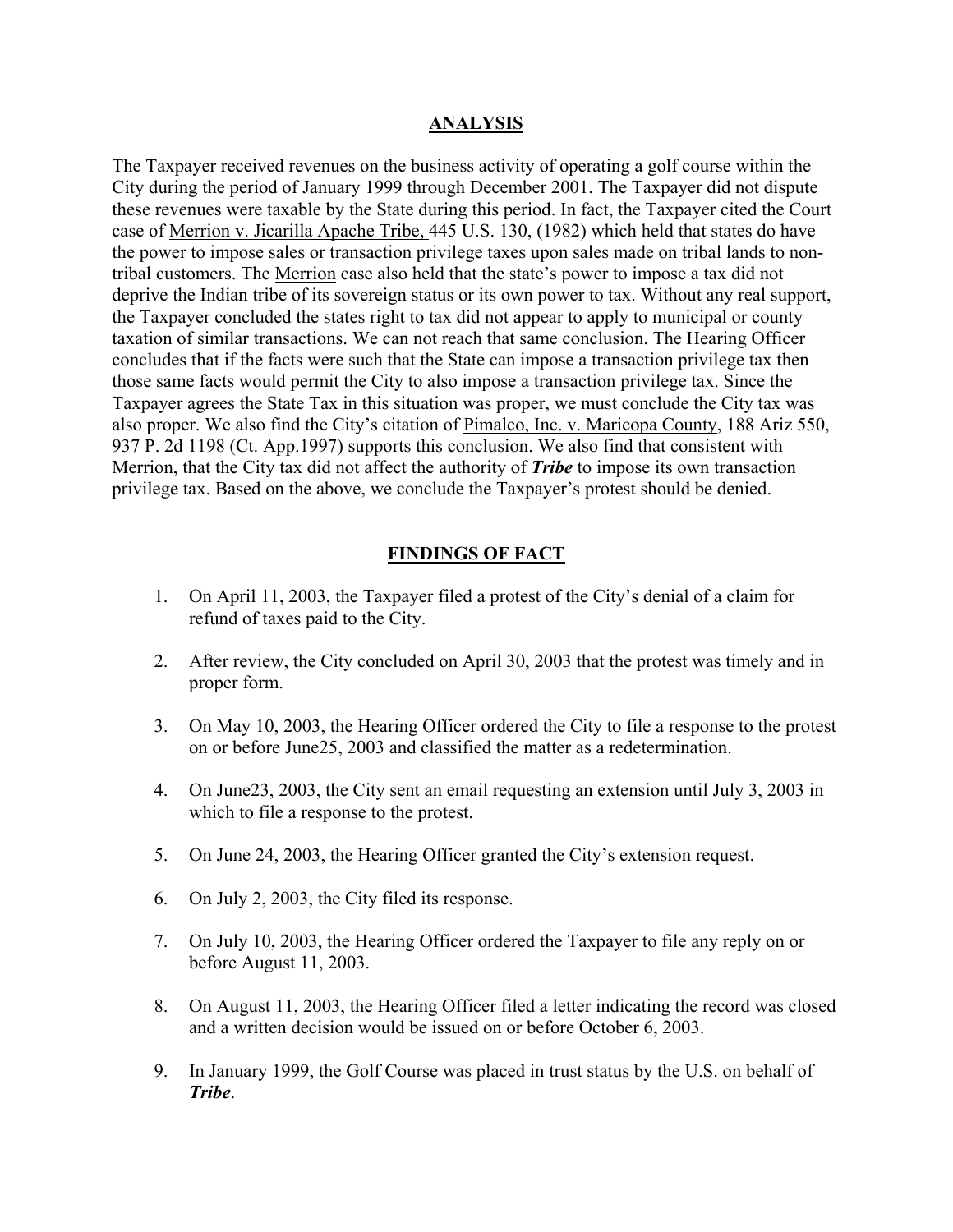## ANALYSIS

The Taxpayer received revenues on the business activity of operating a golf course within the City during the period of January 1999 through December 2001. The Taxpayer did not dispute these revenues were taxable by the State during this period. In fact, the Taxpayer cited the Court case of Merrion v. Jicarilla Apache Tribe, 445 U.S. 130, (1982) which held that states do have the power to impose sales or transaction privilege taxes upon sales made on tribal lands to non-tribal customers. The Merrion case also held that the state's power to impose a tax did not deprive the Indian tribe of its sovereign status or its own power to tax. Without any real support, the Taxpayer concluded the states right to tax did not appear to apply to municipal or county taxation of similar transactions. We can not reach that same conclusion. The Hearing Officer concludes that if the facts were such that the State can impose a transaction privilege tax then those same facts would permit the City to also impose a transaction privilege tax. Since the Taxpayer agrees the State Tax in this situation was proper, we must conclude the City tax was also proper. We also find the City's citation of Pimalco, Inc. v. Maricopa County, 188 Ariz 550, 937 P. 2d 1198 (Ct. App.1997) supports this conclusion. We also find that consistent with Merrion, that the City tax did not affect the authority of ***Tribe*** to impose its own transaction privilege tax. Based on the above, we conclude the Taxpayer's protest should be denied.

## FINDINGS OF FACT

1. On April 11, 2003, the Taxpayer filed a protest of the City's denial of a claim for refund of taxes paid to the City.

2. After review, the City concluded on April 30, 2003 that the protest was timely and in proper form.

3. On May 10, 2003, the Hearing Officer ordered the City to file a response to the protest on or before June25, 2003 and classified the matter as a redetermination.

4. On June23, 2003, the City sent an email requesting an extension until July 3, 2003 in which to file a response to the protest.

5. On June 24, 2003, the Hearing Officer granted the City's extension request.

6. On July 2, 2003, the City filed its response.

7. On July 10, 2003, the Hearing Officer ordered the Taxpayer to file any reply on or before August 11, 2003.

8. On August 11, 2003, the Hearing Officer filed a letter indicating the record was closed and a written decision would be issued on or before October 6, 2003.

9. In January 1999, the Golf Course was placed in trust status by the U.S. on behalf of ***Tribe***.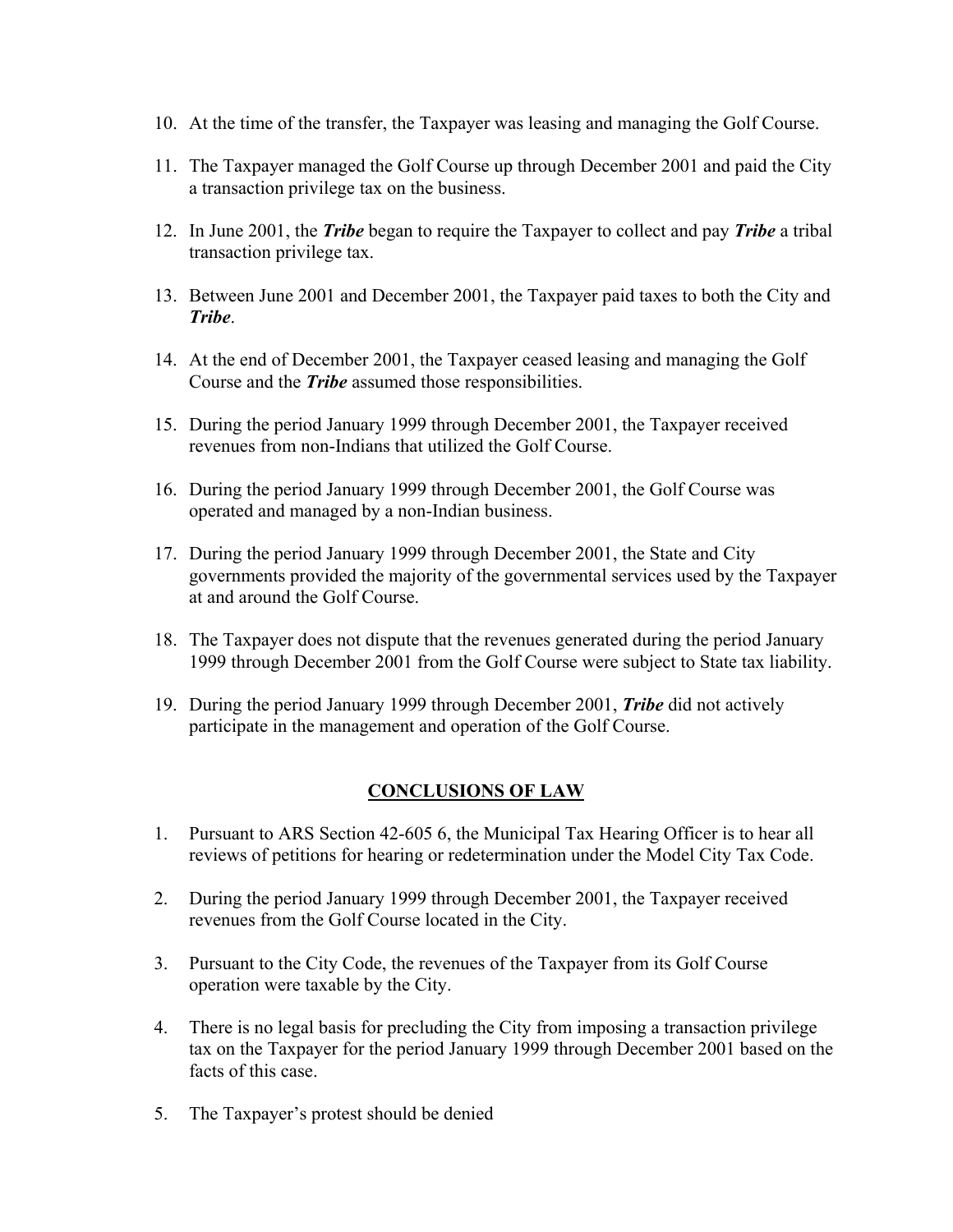10. At the time of the transfer, the Taxpayer was leasing and managing the Golf Course.

11. The Taxpayer managed the Golf Course up through December 2001 and paid the City a transaction privilege tax on the business.

12. In June 2001, the ***Tribe*** began to require the Taxpayer to collect and pay ***Tribe*** a tribal transaction privilege tax.

13. Between June 2001 and December 2001, the Taxpayer paid taxes to both the City and ***Tribe***.

14. At the end of December 2001, the Taxpayer ceased leasing and managing the Golf Course and the ***Tribe*** assumed those responsibilities.

15. During the period January 1999 through December 2001, the Taxpayer received revenues from non-Indians that utilized the Golf Course.

16. During the period January 1999 through December 2001, the Golf Course was operated and managed by a non-Indian business.

17. During the period January 1999 through December 2001, the State and City governments provided the majority of the governmental services used by the Taxpayer at and around the Golf Course.

18. The Taxpayer does not dispute that the revenues generated during the period January 1999 through December 2001 from the Golf Course were subject to State tax liability.

19. During the period January 1999 through December 2001, ***Tribe*** did not actively participate in the management and operation of the Golf Course.

## CONCLUSIONS OF LAW

1. Pursuant to ARS Section 42-605 6, the Municipal Tax Hearing Officer is to hear all reviews of petitions for hearing or redetermination under the Model City Tax Code.

2. During the period January 1999 through December 2001, the Taxpayer received revenues from the Golf Course located in the City.

3. Pursuant to the City Code, the revenues of the Taxpayer from its Golf Course operation were taxable by the City.

4. There is no legal basis for precluding the City from imposing a transaction privilege tax on the Taxpayer for the period January 1999 through December 2001 based on the facts of this case.

5. The Taxpayer's protest should be denied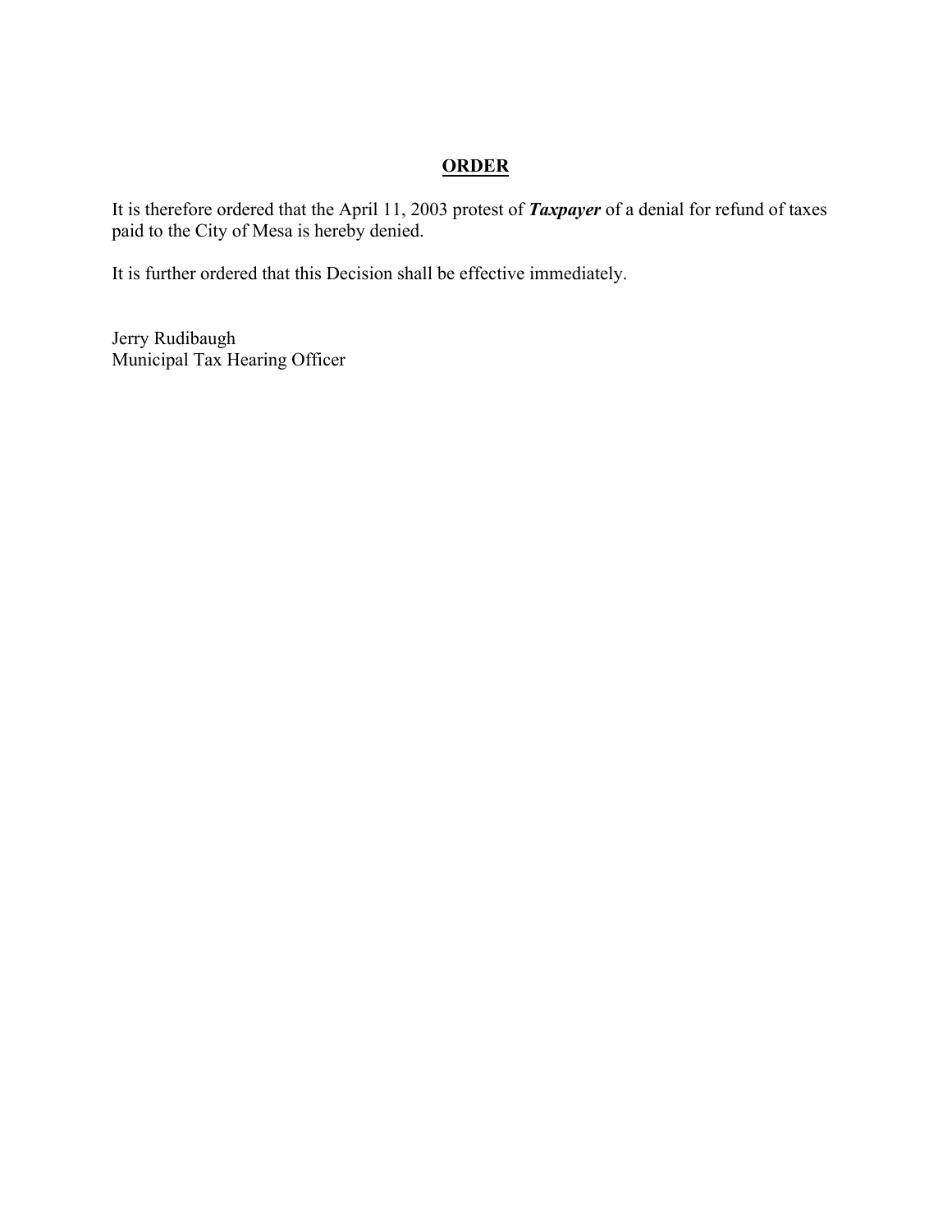## **ORDER**

It is therefore ordered that the April 11, 2003 protest of ***Taxpayer*** of a denial for refund of taxes paid to the City of Mesa is hereby denied.

It is further ordered that this Decision shall be effective immediately.

Jerry Rudibaugh
Municipal Tax Hearing Officer